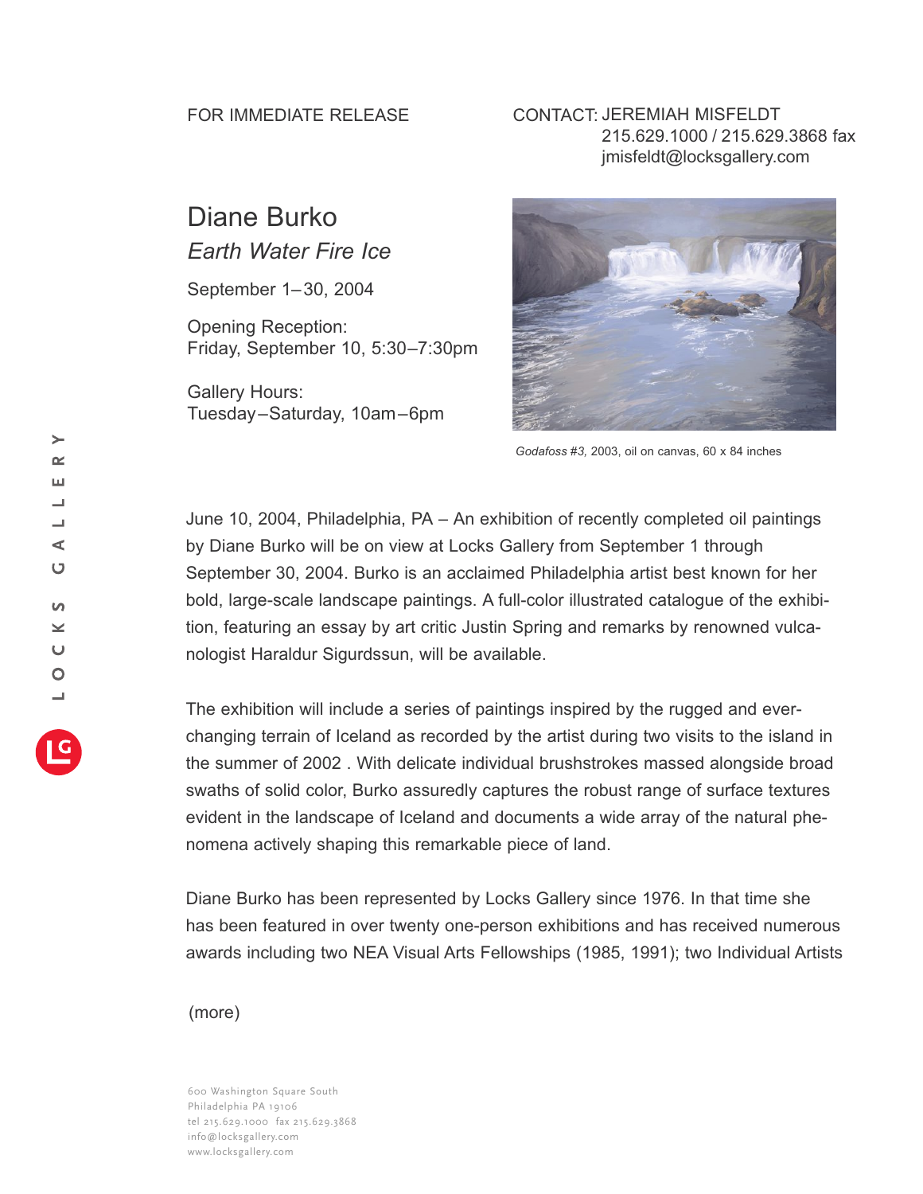FOR IMMEDIATE RELEASE

CONTACT: JEREMIAH MISFELDT
215.629.1000 / 215.629.3868 fax
jmisfeldt@locksgallery.com

# Diane Burko

## *Earth Water Fire Ice*

September 1–30, 2004

Opening Reception:
Friday, September 10, 5:30–7:30pm

Gallery Hours:
Tuesday–Saturday, 10am–6pm

*Godafoss #3,* 2003, oil on canvas, 60 x 84 inches

June 10, 2004, Philadelphia, PA – An exhibition of recently completed oil paintings by Diane Burko will be on view at Locks Gallery from September 1 through September 30, 2004. Burko is an acclaimed Philadelphia artist best known for her bold, large-scale landscape paintings. A full-color illustrated catalogue of the exhibition, featuring an essay by art critic Justin Spring and remarks by renowned vulcanologist Haraldur Sigurdssun, will be available.

The exhibition will include a series of paintings inspired by the rugged and ever-changing terrain of Iceland as recorded by the artist during two visits to the island in the summer of 2002 . With delicate individual brushstrokes massed alongside broad swaths of solid color, Burko assuredly captures the robust range of surface textures evident in the landscape of Iceland and documents a wide array of the natural phenomena actively shaping this remarkable piece of land.

Diane Burko has been represented by Locks Gallery since 1976. In that time she has been featured in over twenty one-person exhibitions and has received numerous awards including two NEA Visual Arts Fellowships (1985, 1991); two Individual Artists

(more)

600 Washington Square South
Philadelphia PA 19106
tel 215.629.1000 fax 215.629.3868
info@locksgallery.com
www.locksgallery.com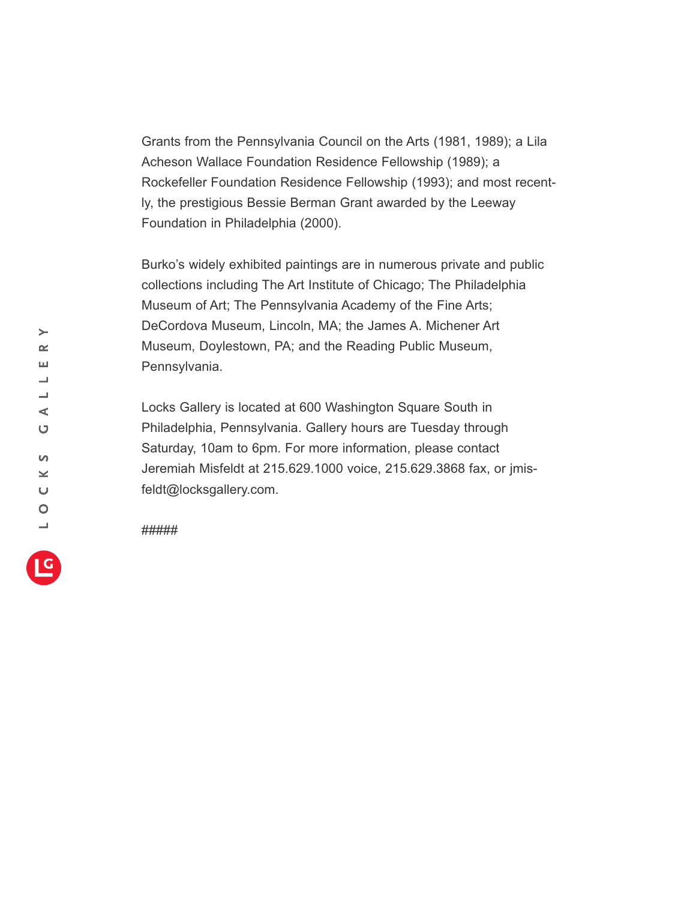Grants from the Pennsylvania Council on the Arts (1981, 1989); a Lila Acheson Wallace Foundation Residence Fellowship (1989); a Rockefeller Foundation Residence Fellowship (1993); and most recently, the prestigious Bessie Berman Grant awarded by the Leeway Foundation in Philadelphia (2000).

Burko's widely exhibited paintings are in numerous private and public collections including The Art Institute of Chicago; The Philadelphia Museum of Art; The Pennsylvania Academy of the Fine Arts; DeCordova Museum, Lincoln, MA; the James A. Michener Art Museum, Doylestown, PA; and the Reading Public Museum, Pennsylvania.

Locks Gallery is located at 600 Washington Square South in Philadelphia, Pennsylvania. Gallery hours are Tuesday through Saturday, 10am to 6pm. For more information, please contact Jeremiah Misfeldt at 215.629.1000 voice, 215.629.3868 fax, or jmisfeldt@locksgallery.com.

#####